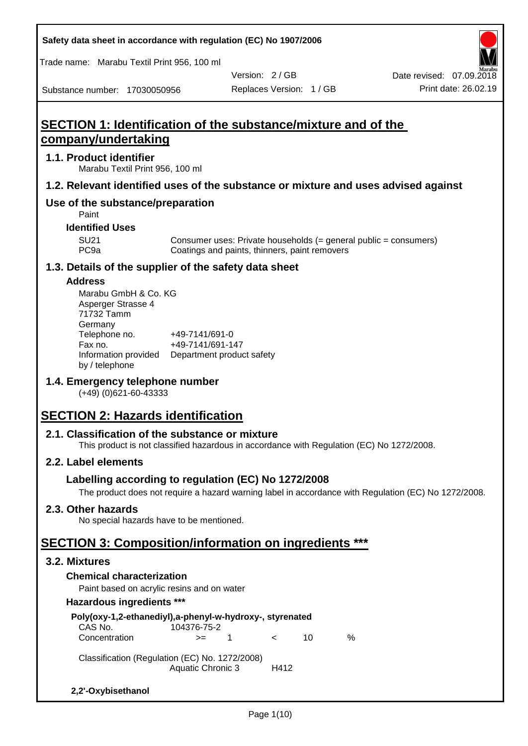Safety data sheet in accordance with regulation (EC) No 1907/2006

Trade name: Marabu Textil Print 956, 100 ml

Version: 2 / GB | Date revised: 07.09.2018

Substance number: 17030050956 | Replaces Version: 1 / GB | Print date: 26.02.19

# SECTION 1: Identification of the substance/mixture and of the company/undertaking

## 1.1. Product identifier

Marabu Textil Print 956, 100 ml

## 1.2. Relevant identified uses of the substance or mixture and uses advised against

## Use of the substance/preparation

Paint

### Identified Uses

| | |
|---|---|
| SU21 | Consumer uses: Private households (= general public = consumers) |
| PC9a | Coatings and paints, thinners, paint removers |

## 1.3. Details of the supplier of the safety data sheet

### Address

Marabu GmbH & Co. KG
Asperger Strasse 4
71732 Tamm
Germany

| | |
|---|---|
| Telephone no. | +49-7141/691-0 |
| Fax no. | +49-7141/691-147 |
| Information provided by / telephone | Department product safety |

## 1.4. Emergency telephone number

(+49) (0)621-60-43333

# SECTION 2: Hazards identification

## 2.1. Classification of the substance or mixture

This product is not classified hazardous in accordance with Regulation (EC) No 1272/2008.

## 2.2. Label elements

### Labelling according to regulation (EC) No 1272/2008

The product does not require a hazard warning label in accordance with Regulation (EC) No 1272/2008.

## 2.3. Other hazards

No special hazards have to be mentioned.

# SECTION 3: Composition/information on ingredients ***

## 3.2. Mixtures

### Chemical characterization

Paint based on acrylic resins and on water

### Hazardous ingredients ***

**Poly(oxy-1,2-ethanediyl),a-phenyl-w-hydroxy-, styrenated**

| | | | | | |
|---|---|---|---|---|---|
| CAS No. | 104376-75-2 | | | | |
| Concentration | >= | 1 | < | 10 | % |

Classification (Regulation (EC) No. 1272/2008)

| | |
|---|---|
| Aquatic Chronic 3 | H412 |

**2,2'-Oxybisethanol**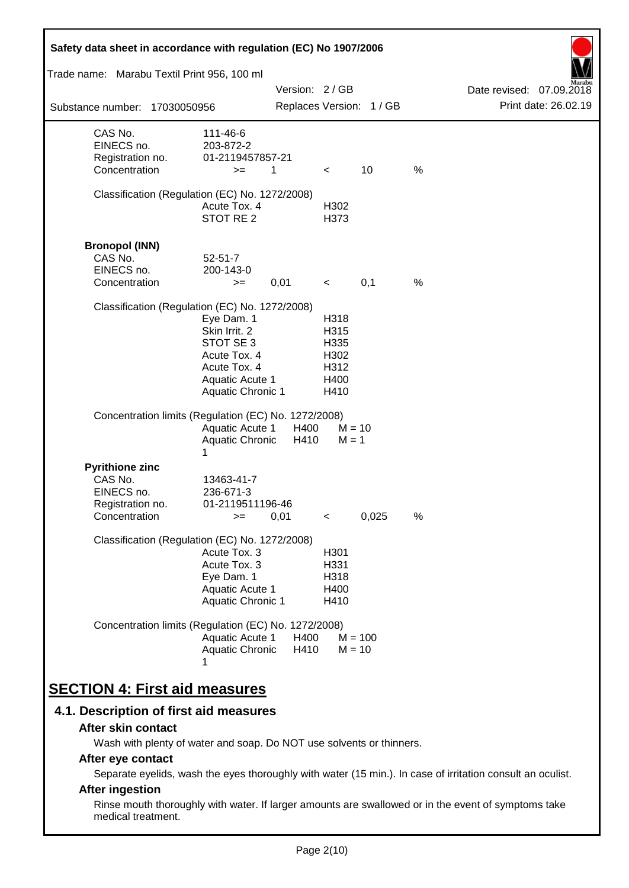| | | | | | |
|---|---|---|---|---|---|
| CAS No. | 111-46-6 | | | | |
| EINECS no. | 203-872-2 | | | | |
| Registration no. | 01-2119457857-21 | | | | |
| Concentration | >= | 1 | < | 10 | % |

Classification (Regulation (EC) No. 1272/2008)

| | |
|---|---|
| Acute Tox. 4 | H302 |
| STOT RE 2 | H373 |

**Bronopol (INN)**

| | | | | | |
|---|---|---|---|---|---|
| CAS No. | 52-51-7 | | | | |
| EINECS no. | 200-143-0 | | | | |
| Concentration | >= | 0,01 | < | 0,1 | % |

Classification (Regulation (EC) No. 1272/2008)

| | |
|---|---|
| Eye Dam. 1 | H318 |
| Skin Irrit. 2 | H315 |
| STOT SE 3 | H335 |
| Acute Tox. 4 | H302 |
| Acute Tox. 4 | H312 |
| Aquatic Acute 1 | H400 |
| Aquatic Chronic 1 | H410 |

Concentration limits (Regulation (EC) No. 1272/2008)

| | | |
|---|---|---|
| Aquatic Acute 1 | H400 | M = 10 |
| Aquatic Chronic 1 | H410 | M = 1 |

**Pyrithione zinc**

| | | | | | |
|---|---|---|---|---|---|
| CAS No. | 13463-41-7 | | | | |
| EINECS no. | 236-671-3 | | | | |
| Registration no. | 01-2119511196-46 | | | | |
| Concentration | >= | 0,01 | < | 0,025 | % |

Classification (Regulation (EC) No. 1272/2008)

| | |
|---|---|
| Acute Tox. 3 | H301 |
| Acute Tox. 3 | H331 |
| Eye Dam. 1 | H318 |
| Aquatic Acute 1 | H400 |
| Aquatic Chronic 1 | H410 |

Concentration limits (Regulation (EC) No. 1272/2008)

| | | |
|---|---|---|
| Aquatic Acute 1 | H400 | M = 100 |
| Aquatic Chronic 1 | H410 | M = 10 |

# SECTION 4: First aid measures

## 4.1. Description of first aid measures

### After skin contact

Wash with plenty of water and soap. Do NOT use solvents or thinners.

### After eye contact

Separate eyelids, wash the eyes thoroughly with water (15 min.). In case of irritation consult an oculist.

### After ingestion

Rinse mouth thoroughly with water. If larger amounts are swallowed or in the event of symptoms take medical treatment.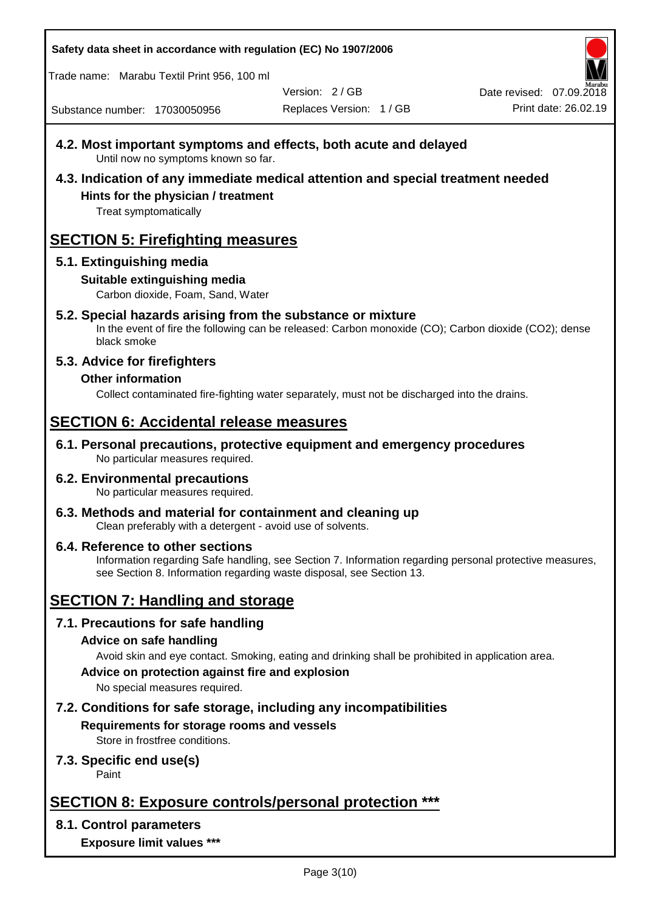### 4.2. Most important symptoms and effects, both acute and delayed

Until now no symptoms known so far.

### 4.3. Indication of any immediate medical attention and special treatment needed

**Hints for the physician / treatment**

Treat symptomatically

## SECTION 5: Firefighting measures

### 5.1. Extinguishing media

**Suitable extinguishing media**

Carbon dioxide, Foam, Sand, Water

### 5.2. Special hazards arising from the substance or mixture

In the event of fire the following can be released: Carbon monoxide (CO); Carbon dioxide (CO2); dense black smoke

### 5.3. Advice for firefighters

**Other information**

Collect contaminated fire-fighting water separately, must not be discharged into the drains.

## SECTION 6: Accidental release measures

### 6.1. Personal precautions, protective equipment and emergency procedures

No particular measures required.

### 6.2. Environmental precautions

No particular measures required.

### 6.3. Methods and material for containment and cleaning up

Clean preferably with a detergent - avoid use of solvents.

### 6.4. Reference to other sections

Information regarding Safe handling, see Section 7. Information regarding personal protective measures, see Section 8. Information regarding waste disposal, see Section 13.

## SECTION 7: Handling and storage

### 7.1. Precautions for safe handling

**Advice on safe handling**

Avoid skin and eye contact. Smoking, eating and drinking shall be prohibited in application area.

**Advice on protection against fire and explosion**

No special measures required.

### 7.2. Conditions for safe storage, including any incompatibilities

**Requirements for storage rooms and vessels**

Store in frostfree conditions.

### 7.3. Specific end use(s)

Paint

## SECTION 8: Exposure controls/personal protection ***

### 8.1. Control parameters

**Exposure limit values ***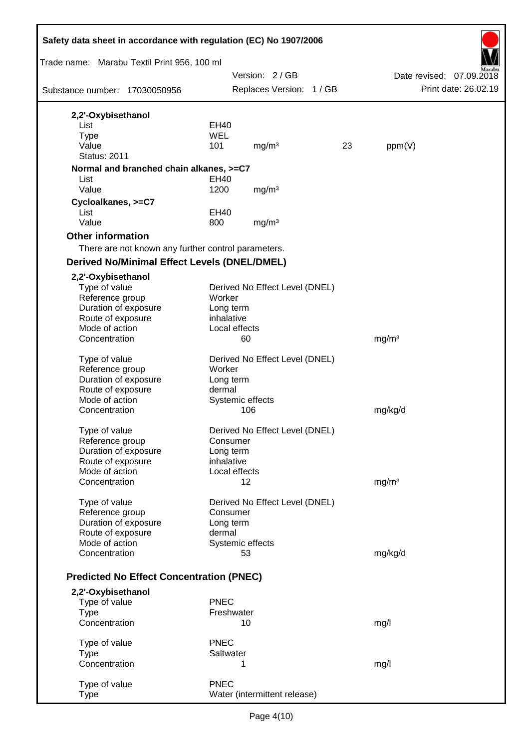**2,2'-Oxybisethanol**

| | | | | |
|---|---|---|---|---|
| List | EH40 | | | |
| Type | WEL | | | |
| Value | 101 | mg/m³ | 23 | ppm(V) |
| Status: 2011 | | | | |

**Normal and branched chain alkanes, >=C7**

| | | |
|---|---|---|
| List | EH40 | |
| Value | 1200 | mg/m³ |

**Cycloalkanes, >=C7**

| | | |
|---|---|---|
| List | EH40 | |
| Value | 800 | mg/m³ |

### Other information

There are not known any further control parameters.

### Derived No/Minimal Effect Levels (DNEL/DMEL)

**2,2'-Oxybisethanol**

| | | |
|---|---|---|
| Type of value | Derived No Effect Level (DNEL) | |
| Reference group | Worker | |
| Duration of exposure | Long term | |
| Route of exposure | inhalative | |
| Mode of action | Local effects | |
| Concentration | 60 | mg/m³ |

| | | |
|---|---|---|
| Type of value | Derived No Effect Level (DNEL) | |
| Reference group | Worker | |
| Duration of exposure | Long term | |
| Route of exposure | dermal | |
| Mode of action | Systemic effects | |
| Concentration | 106 | mg/kg/d |

| | | |
|---|---|---|
| Type of value | Derived No Effect Level (DNEL) | |
| Reference group | Consumer | |
| Duration of exposure | Long term | |
| Route of exposure | inhalative | |
| Mode of action | Local effects | |
| Concentration | 12 | mg/m³ |

| | | |
|---|---|---|
| Type of value | Derived No Effect Level (DNEL) | |
| Reference group | Consumer | |
| Duration of exposure | Long term | |
| Route of exposure | dermal | |
| Mode of action | Systemic effects | |
| Concentration | 53 | mg/kg/d |

### Predicted No Effect Concentration (PNEC)

**2,2'-Oxybisethanol**

| | | |
|---|---|---|
| Type of value | PNEC | |
| Type | Freshwater | |
| Concentration | 10 | mg/l |

| | | |
|---|---|---|
| Type of value | PNEC | |
| Type | Saltwater | |
| Concentration | 1 | mg/l |

| | |
|---|---|
| Type of value | PNEC |
| Type | Water (intermittent release) |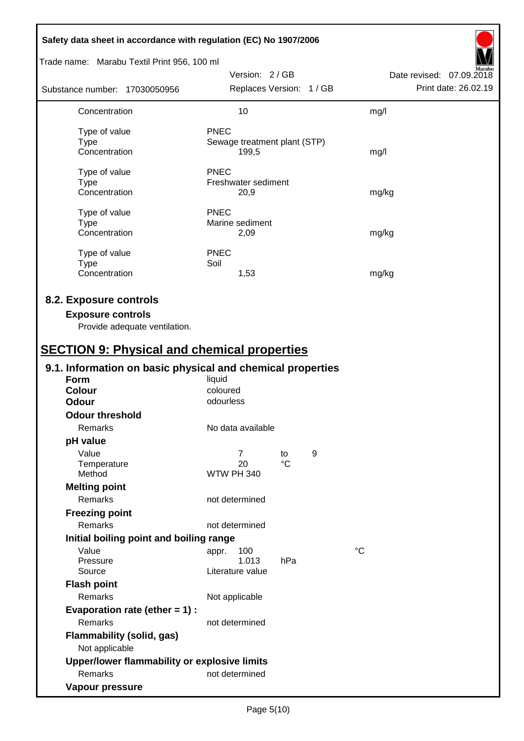| | | |
|---|---|---|
| Concentration | 10 | mg/l |
| | | |
| Type of value | PNEC | |
| Type | Sewage treatment plant (STP) | |
| Concentration | 199,5 | mg/l |
| | | |
| Type of value | PNEC | |
| Type | Freshwater sediment | |
| Concentration | 20,9 | mg/kg |
| | | |
| Type of value | PNEC | |
| Type | Marine sediment | |
| Concentration | 2,09 | mg/kg |
| | | |
| Type of value | PNEC | |
| Type | Soil | |
| Concentration | 1,53 | mg/kg |

## 8.2. Exposure controls

### Exposure controls

Provide adequate ventilation.

# SECTION 9: Physical and chemical properties

## 9.1. Information on basic physical and chemical properties

| | | | | |
|---|---|---|---|---|
| **Form** | liquid | | | |
| **Colour** | coloured | | | |
| **Odour** | odourless | | | |
| **Odour threshold** | | | | |
| Remarks | No data available | | | |
| **pH value** | | | | |
| Value | 7 | to | 9 | |
| Temperature | 20 | °C | | |
| Method | WTW PH 340 | | | |
| **Melting point** | | | | |
| Remarks | not determined | | | |
| **Freezing point** | | | | |
| Remarks | not determined | | | |
| **Initial boiling point and boiling range** | | | | |
| Value | appr. 100 | | | °C |
| Pressure | 1.013 | hPa | | |
| Source | Literature value | | | |
| **Flash point** | | | | |
| Remarks | Not applicable | | | |
| **Evaporation rate (ether = 1) :** | | | | |
| Remarks | not determined | | | |
| **Flammability (solid, gas)** | | | | |
| Not applicable | | | | |
| **Upper/lower flammability or explosive limits** | | | | |
| Remarks | not determined | | | |
| **Vapour pressure** | | | | |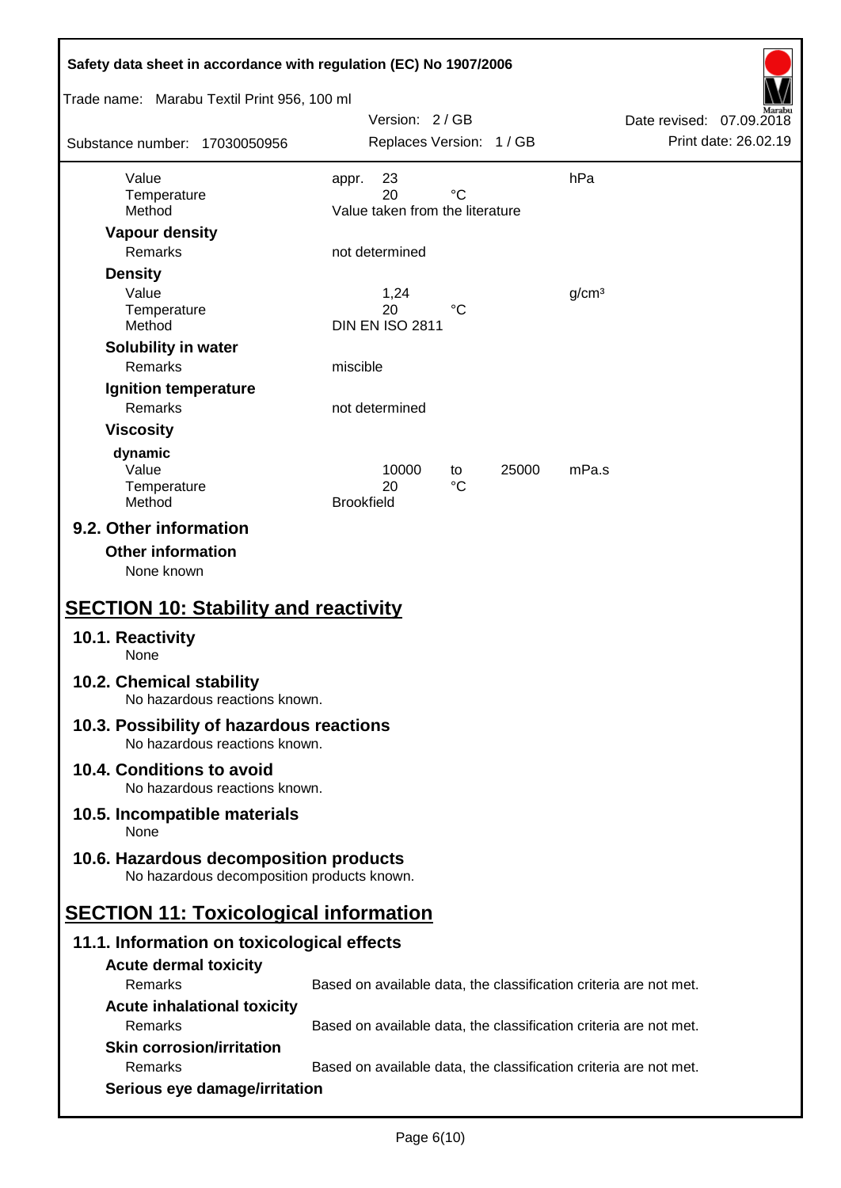| | | | | | |
|---|---|---|---|---|---|
| Value | appr. | 23 | | | hPa |
| Temperature | | 20 | °C | | |
| Method | Value taken from the literature | | | | |

**Vapour density**

| | |
|---|---|
| Remarks | not determined |

**Density**

| | | | |
|---|---|---|---|
| Value | 1,24 | | g/cm³ |
| Temperature | 20 | °C | |
| Method | DIN EN ISO 2811 | | |

**Solubility in water**

| | |
|---|---|
| Remarks | miscible |

**Ignition temperature**

| | |
|---|---|
| Remarks | not determined |

**Viscosity**

**dynamic**

| | | | | |
|---|---|---|---|---|
| Value | 10000 | to | 25000 | mPa.s |
| Temperature | 20 | °C | | |
| Method | Brookfield | | | |

## 9.2. Other information

**Other information**

None known

# SECTION 10: Stability and reactivity

## 10.1. Reactivity

None

## 10.2. Chemical stability

No hazardous reactions known.

## 10.3. Possibility of hazardous reactions

No hazardous reactions known.

## 10.4. Conditions to avoid

No hazardous reactions known.

## 10.5. Incompatible materials

None

## 10.6. Hazardous decomposition products

No hazardous decomposition products known.

# SECTION 11: Toxicological information

## 11.1. Information on toxicological effects

**Acute dermal toxicity**

| | |
|---|---|
| Remarks | Based on available data, the classification criteria are not met. |

**Acute inhalational toxicity**

| | |
|---|---|
| Remarks | Based on available data, the classification criteria are not met. |

**Skin corrosion/irritation**

| | |
|---|---|
| Remarks | Based on available data, the classification criteria are not met. |

**Serious eye damage/irritation**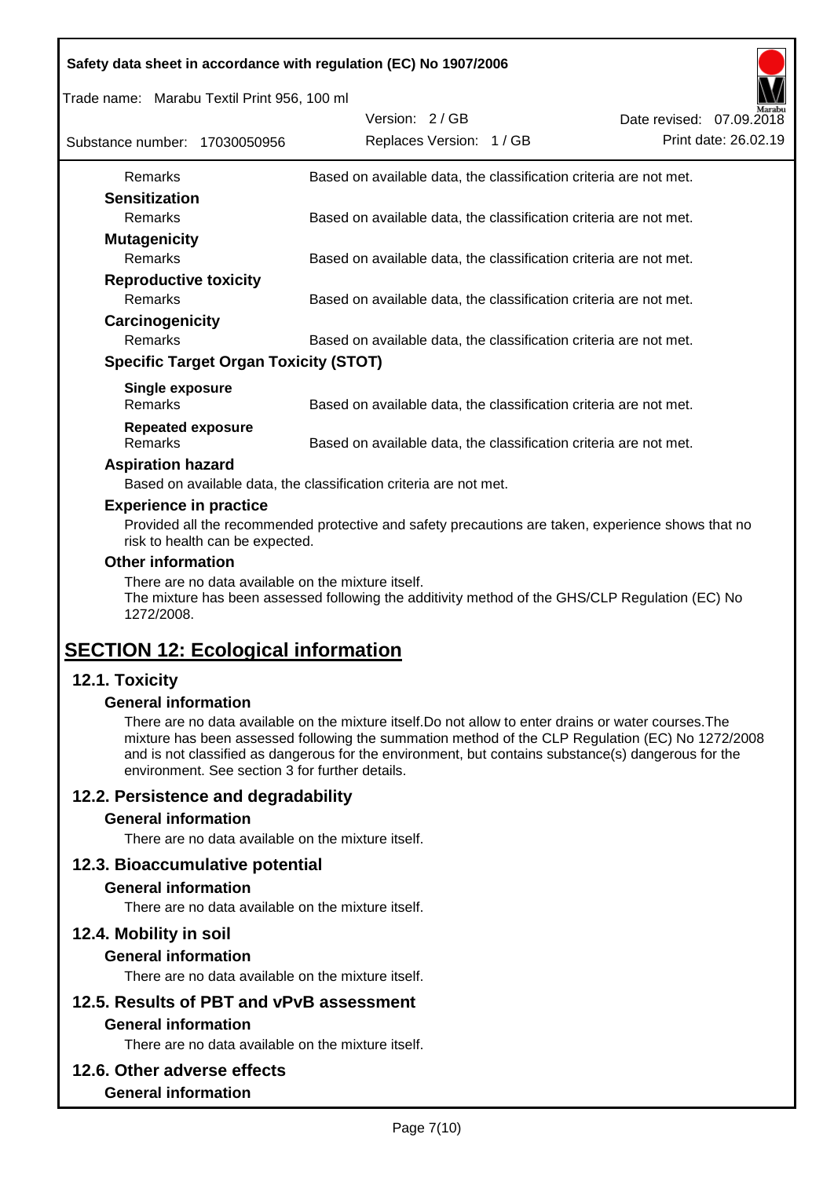| | |
|---|---|
| Remarks | Based on available data, the classification criteria are not met. |

**Sensitization**

| | |
|---|---|
| Remarks | Based on available data, the classification criteria are not met. |

**Mutagenicity**

| | |
|---|---|
| Remarks | Based on available data, the classification criteria are not met. |

**Reproductive toxicity**

| | |
|---|---|
| Remarks | Based on available data, the classification criteria are not met. |

**Carcinogenicity**

| | |
|---|---|
| Remarks | Based on available data, the classification criteria are not met. |

**Specific Target Organ Toxicity (STOT)**

**Single exposure**

| | |
|---|---|
| Remarks | Based on available data, the classification criteria are not met. |

**Repeated exposure**

| | |
|---|---|
| Remarks | Based on available data, the classification criteria are not met. |

**Aspiration hazard**

Based on available data, the classification criteria are not met.

**Experience in practice**

Provided all the recommended protective and safety precautions are taken, experience shows that no risk to health can be expected.

**Other information**

There are no data available on the mixture itself.
The mixture has been assessed following the additivity method of the GHS/CLP Regulation (EC) No 1272/2008.

# SECTION 12: Ecological information

## 12.1. Toxicity

### General information

There are no data available on the mixture itself.Do not allow to enter drains or water courses.The mixture has been assessed following the summation method of the CLP Regulation (EC) No 1272/2008 and is not classified as dangerous for the environment, but contains substance(s) dangerous for the environment. See section 3 for further details.

## 12.2. Persistence and degradability

### General information

There are no data available on the mixture itself.

## 12.3. Bioaccumulative potential

### General information

There are no data available on the mixture itself.

## 12.4. Mobility in soil

### General information

There are no data available on the mixture itself.

## 12.5. Results of PBT and vPvB assessment

### General information

There are no data available on the mixture itself.

## 12.6. Other adverse effects

### General information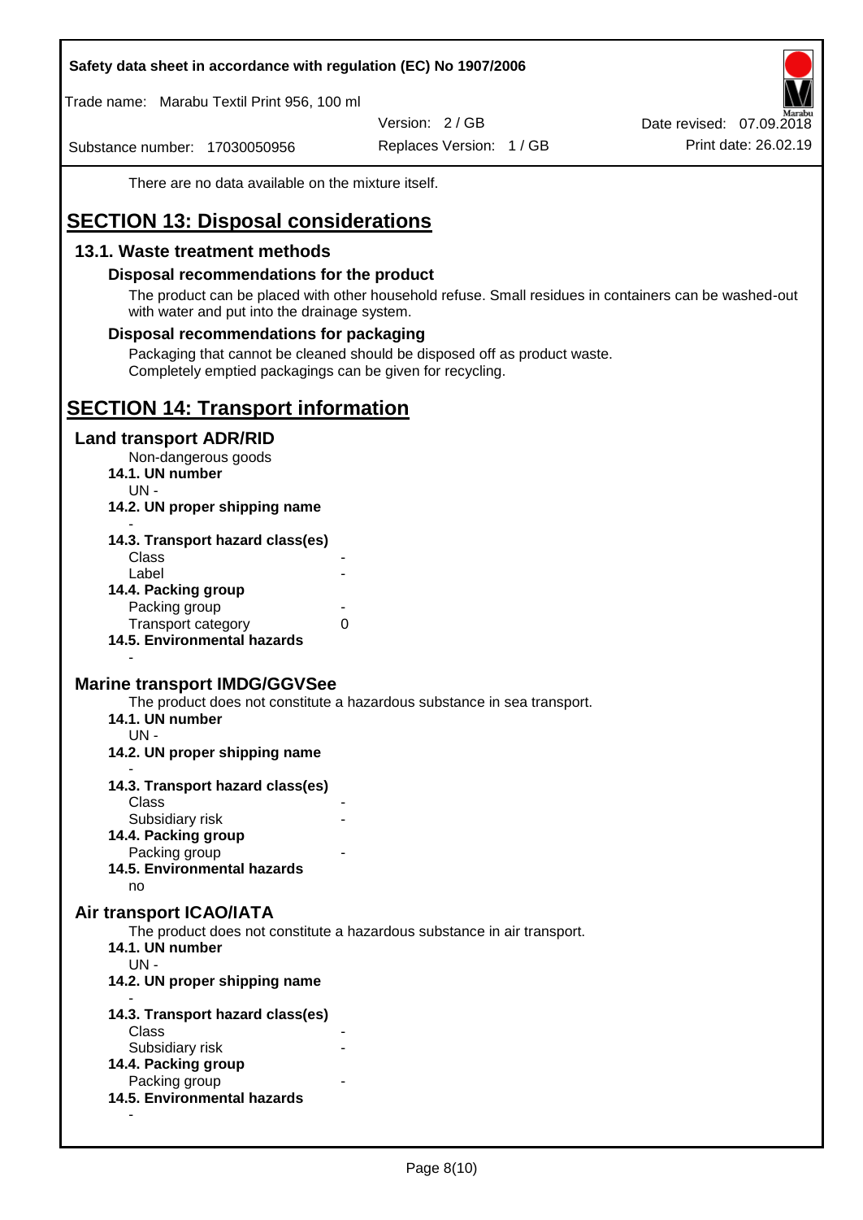There are no data available on the mixture itself.

# SECTION 13: Disposal considerations

## 13.1. Waste treatment methods

### Disposal recommendations for the product

The product can be placed with other household refuse. Small residues in containers can be washed-out with water and put into the drainage system.

### Disposal recommendations for packaging

Packaging that cannot be cleaned should be disposed off as product waste.
Completely emptied packagings can be given for recycling.

# SECTION 14: Transport information

## Land transport ADR/RID

Non-dangerous goods

**14.1. UN number**

UN -

**14.2. UN proper shipping name**

-

**14.3. Transport hazard class(es)**

Class -
Label -

**14.4. Packing group**

Packing group -
Transport category 0

**14.5. Environmental hazards**

-

## Marine transport IMDG/GGVSee

The product does not constitute a hazardous substance in sea transport.

**14.1. UN number**

UN -

**14.2. UN proper shipping name**

-

**14.3. Transport hazard class(es)**

Class -
Subsidiary risk -

**14.4. Packing group**

Packing group -

**14.5. Environmental hazards**

no

## Air transport ICAO/IATA

The product does not constitute a hazardous substance in air transport.

**14.1. UN number**

UN -

**14.2. UN proper shipping name**

-

**14.3. Transport hazard class(es)**

Class -
Subsidiary risk -

**14.4. Packing group**

Packing group -

**14.5. Environmental hazards**

-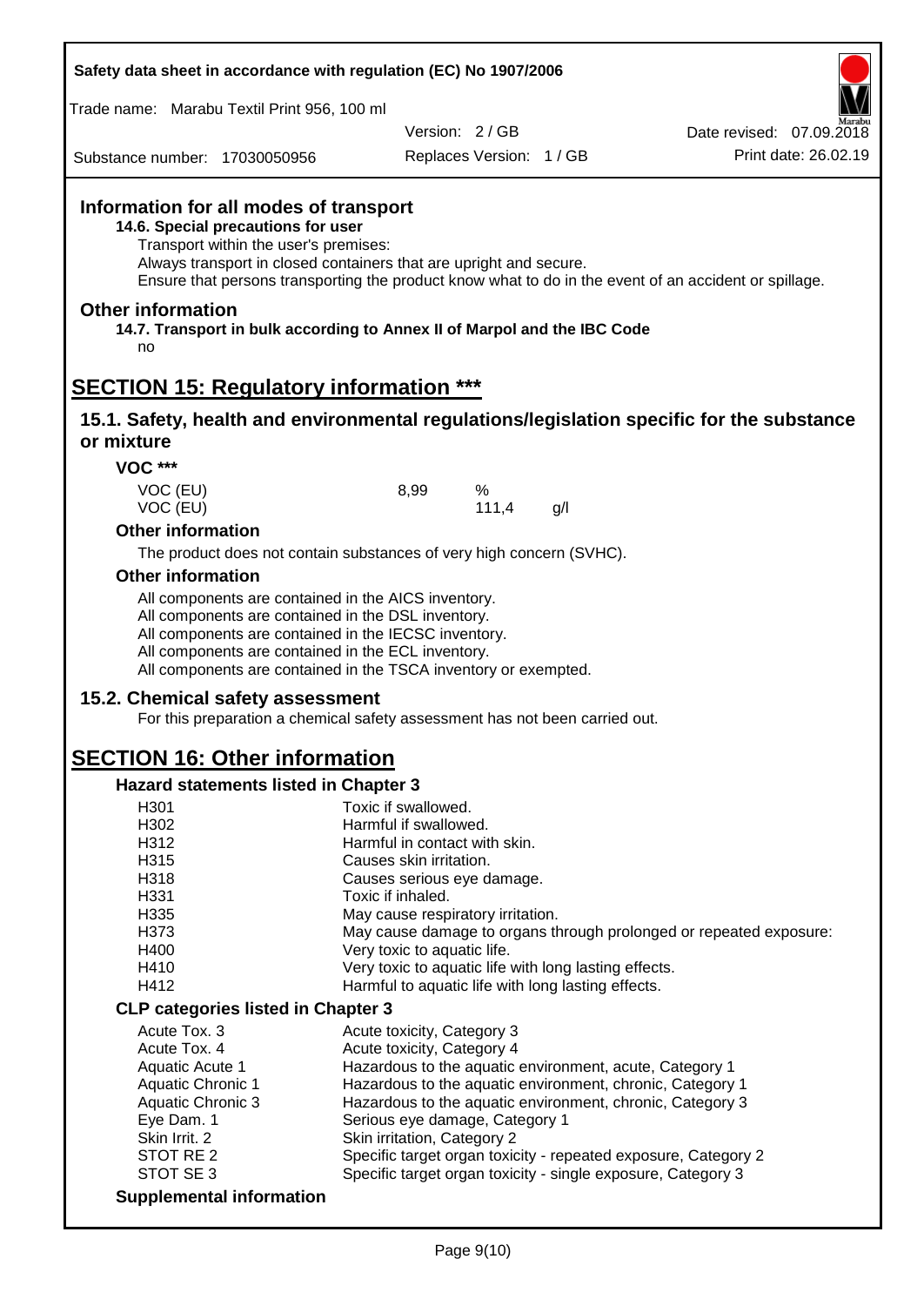## Information for all modes of transport

**14.6. Special precautions for user**

Transport within the user's premises:
Always transport in closed containers that are upright and secure.
Ensure that persons transporting the product know what to do in the event of an accident or spillage.

## Other information

**14.7. Transport in bulk according to Annex II of Marpol and the IBC Code**

no

# SECTION 15: Regulatory information ***

## 15.1. Safety, health and environmental regulations/legislation specific for the substance or mixture

### VOC ***

| | | | |
|---|---|---|---|
| VOC (EU) | 8,99 | % | |
| VOC (EU) | | 111,4 | g/l |

### Other information

The product does not contain substances of very high concern (SVHC).

### Other information

All components are contained in the AICS inventory.
All components are contained in the DSL inventory.
All components are contained in the IECSC inventory.
All components are contained in the ECL inventory.
All components are contained in the TSCA inventory or exempted.

## 15.2. Chemical safety assessment

For this preparation a chemical safety assessment has not been carried out.

# SECTION 16: Other information

### Hazard statements listed in Chapter 3

| | |
|---|---|
| H301 | Toxic if swallowed. |
| H302 | Harmful if swallowed. |
| H312 | Harmful in contact with skin. |
| H315 | Causes skin irritation. |
| H318 | Causes serious eye damage. |
| H331 | Toxic if inhaled. |
| H335 | May cause respiratory irritation. |
| H373 | May cause damage to organs through prolonged or repeated exposure: |
| H400 | Very toxic to aquatic life. |
| H410 | Very toxic to aquatic life with long lasting effects. |
| H412 | Harmful to aquatic life with long lasting effects. |

### CLP categories listed in Chapter 3

| | |
|---|---|
| Acute Tox. 3 | Acute toxicity, Category 3 |
| Acute Tox. 4 | Acute toxicity, Category 4 |
| Aquatic Acute 1 | Hazardous to the aquatic environment, acute, Category 1 |
| Aquatic Chronic 1 | Hazardous to the aquatic environment, chronic, Category 1 |
| Aquatic Chronic 3 | Hazardous to the aquatic environment, chronic, Category 3 |
| Eye Dam. 1 | Serious eye damage, Category 1 |
| Skin Irrit. 2 | Skin irritation, Category 2 |
| STOT RE 2 | Specific target organ toxicity - repeated exposure, Category 2 |
| STOT SE 3 | Specific target organ toxicity - single exposure, Category 3 |

### Supplemental information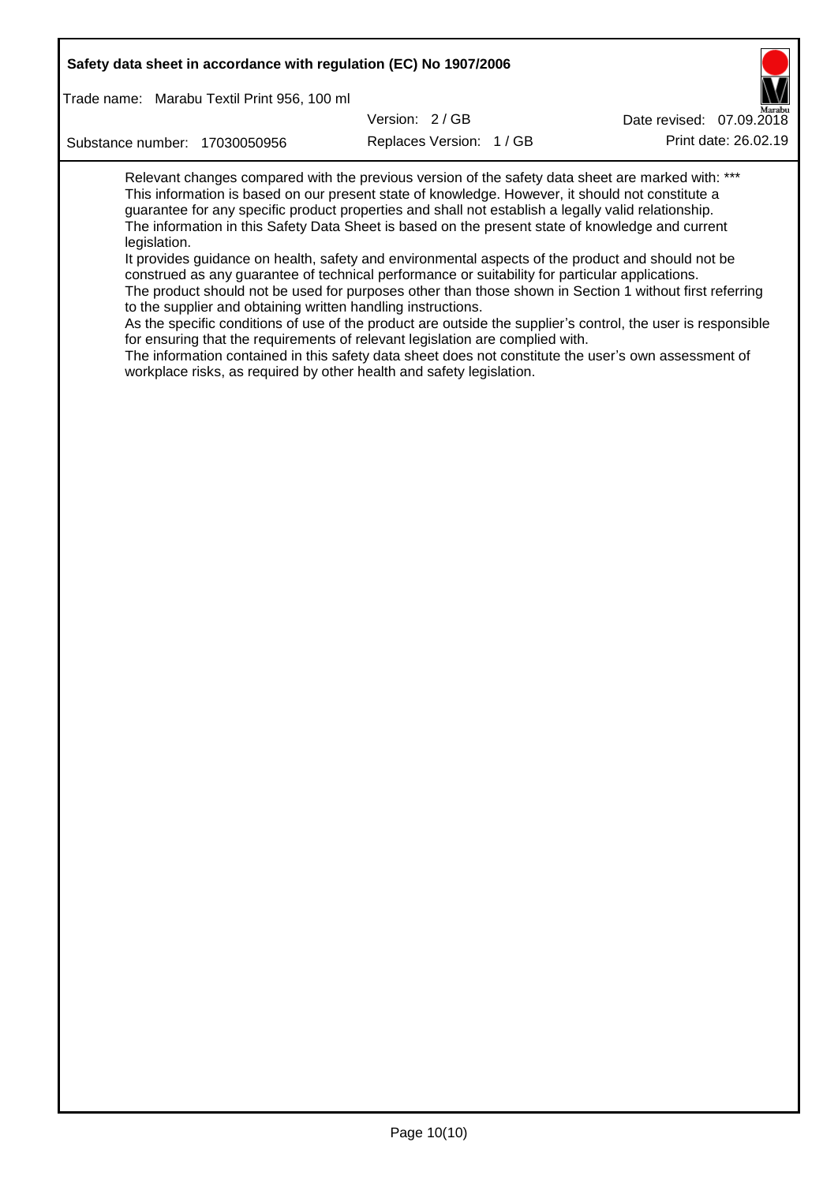Relevant changes compared with the previous version of the safety data sheet are marked with: ***
This information is based on our present state of knowledge. However, it should not constitute a guarantee for any specific product properties and shall not establish a legally valid relationship.
The information in this Safety Data Sheet is based on the present state of knowledge and current legislation.
It provides guidance on health, safety and environmental aspects of the product and should not be construed as any guarantee of technical performance or suitability for particular applications.
The product should not be used for purposes other than those shown in Section 1 without first referring to the supplier and obtaining written handling instructions.
As the specific conditions of use of the product are outside the supplier's control, the user is responsible for ensuring that the requirements of relevant legislation are complied with.
The information contained in this safety data sheet does not constitute the user's own assessment of workplace risks, as required by other health and safety legislation.